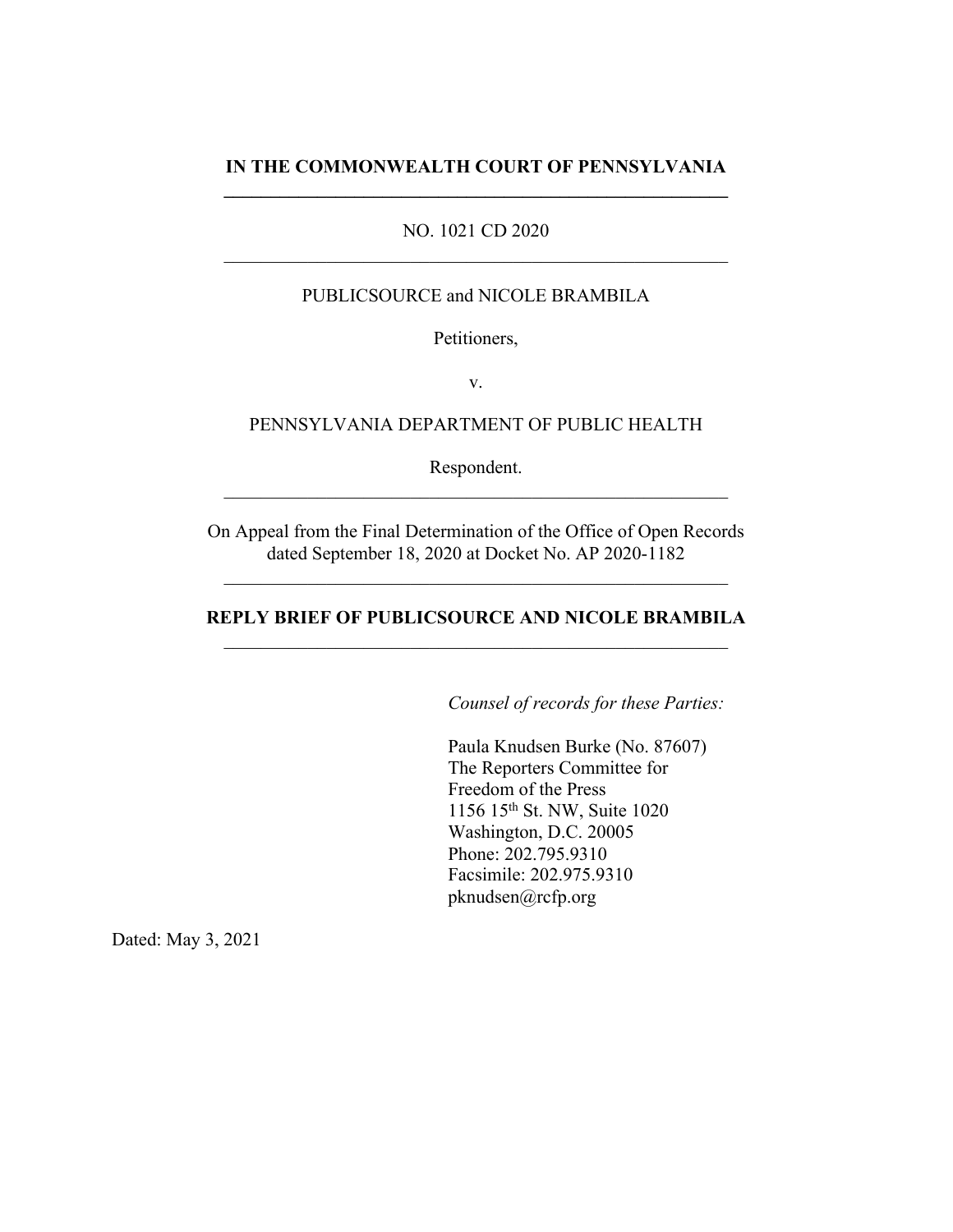**IN THE COMMONWEALTH COURT OF PENNSYLVANIA**

---

NO. 1021 CD 2020

---

PUBLICSOURCE and NICOLE BRAMBILA

Petitioners,

v.

PENNSYLVANIA DEPARTMENT OF PUBLIC HEALTH

Respondent.

---

On Appeal from the Final Determination of the Office of Open Records dated September 18, 2020 at Docket No. AP 2020-1182

---

**REPLY BRIEF OF PUBLICSOURCE AND NICOLE BRAMBILA**

---

*Counsel of records for these Parties:*

Paula Knudsen Burke (No. 87607)
The Reporters Committee for Freedom of the Press
1156 15th St. NW, Suite 1020
Washington, D.C. 20005
Phone: 202.795.9310
Facsimile: 202.975.9310
pknudsen@rcfp.org

Dated: May 3, 2021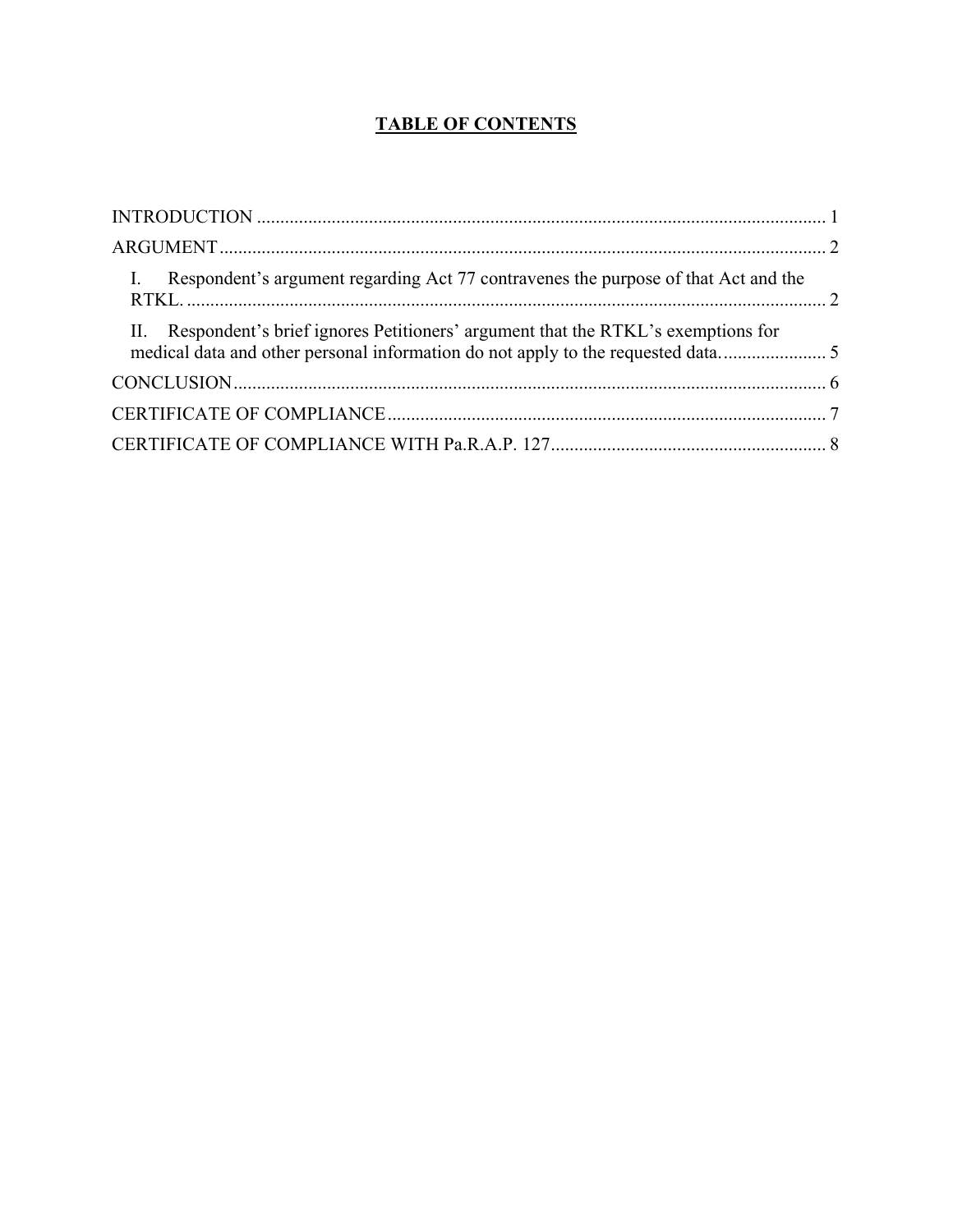# TABLE OF CONTENTS

INTRODUCTION .......................................................................................................................... 1

ARGUMENT................................................................................................................................. 2

I. Respondent's argument regarding Act 77 contravenes the purpose of that Act and the RTKL. ........................................................................................................................................ 2

II. Respondent's brief ignores Petitioners' argument that the RTKL's exemptions for medical data and other personal information do not apply to the requested data. ...................... 5

CONCLUSION.............................................................................................................................. 6

CERTIFICATE OF COMPLIANCE............................................................................................. 7

CERTIFICATE OF COMPLIANCE WITH Pa.R.A.P. 127.......................................................... 8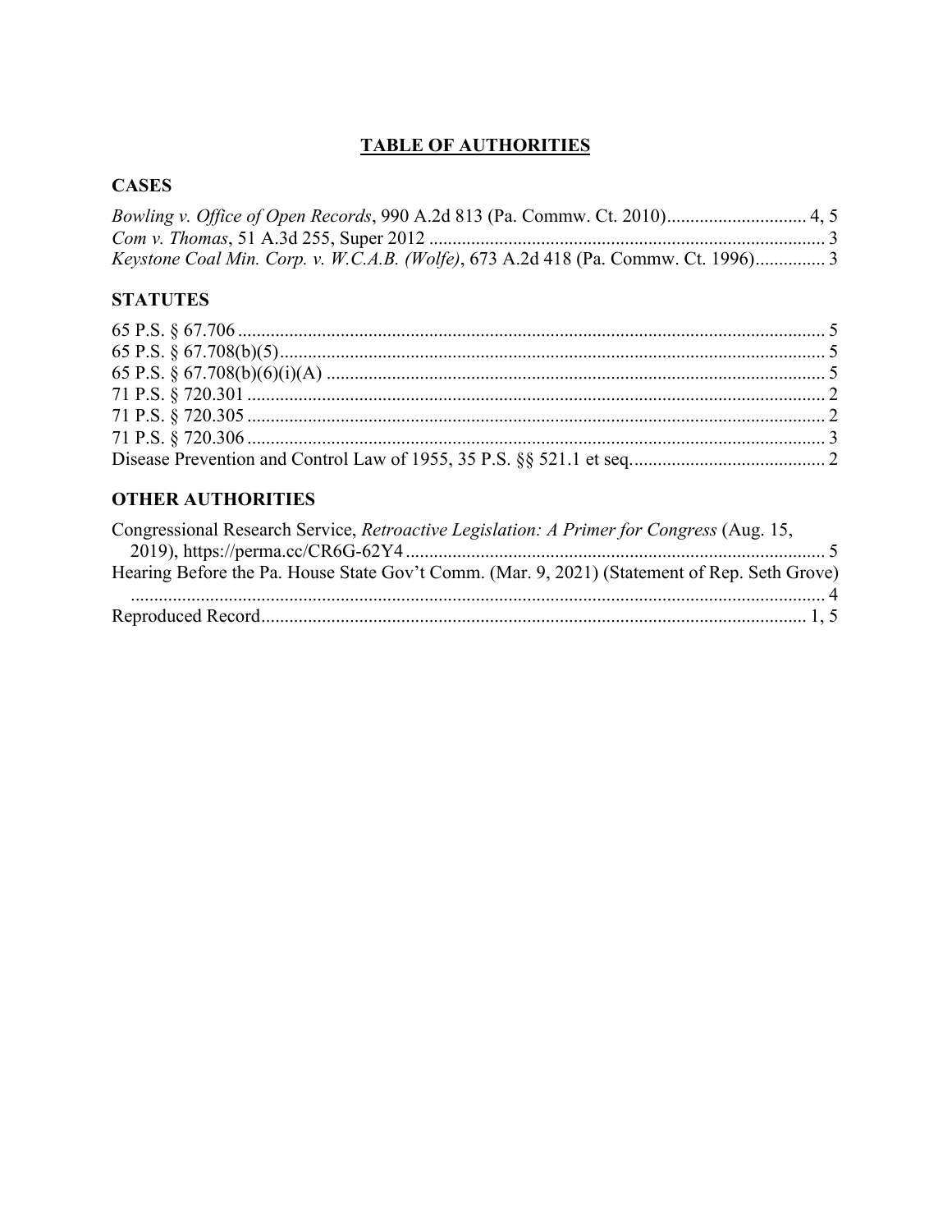# TABLE OF AUTHORITIES

## CASES

*Bowling v. Office of Open Records*, 990 A.2d 813 (Pa. Commw. Ct. 2010) .............................. 4, 5

*Com v. Thomas*, 51 A.3d 255, Super 2012 .................................................................................... 3

*Keystone Coal Min. Corp. v. W.C.A.B. (Wolfe)*, 673 A.2d 418 (Pa. Commw. Ct. 1996) ............... 3

## STATUTES

65 P.S. § 67.706 ............................................................................................................................ 5

65 P.S. § 67.708(b)(5) .................................................................................................................... 5

65 P.S. § 67.708(b)(6)(i)(A) .......................................................................................................... 5

71 P.S. § 720.301 ........................................................................................................................... 2

71 P.S. § 720.305 ........................................................................................................................... 2

71 P.S. § 720.306 ........................................................................................................................... 3

Disease Prevention and Control Law of 1955, 35 P.S. §§ 521.1 et seq. .......................................... 2

## OTHER AUTHORITIES

Congressional Research Service, *Retroactive Legislation: A Primer for Congress* (Aug. 15, 2019), https://perma.cc/CR6G-62Y4 ........................................................................................... 5

Hearing Before the Pa. House State Gov't Comm. (Mar. 9, 2021) (Statement of Rep. Seth Grove) .................................................................................................................................... 4

Reproduced Record ..................................................................................................................... 1, 5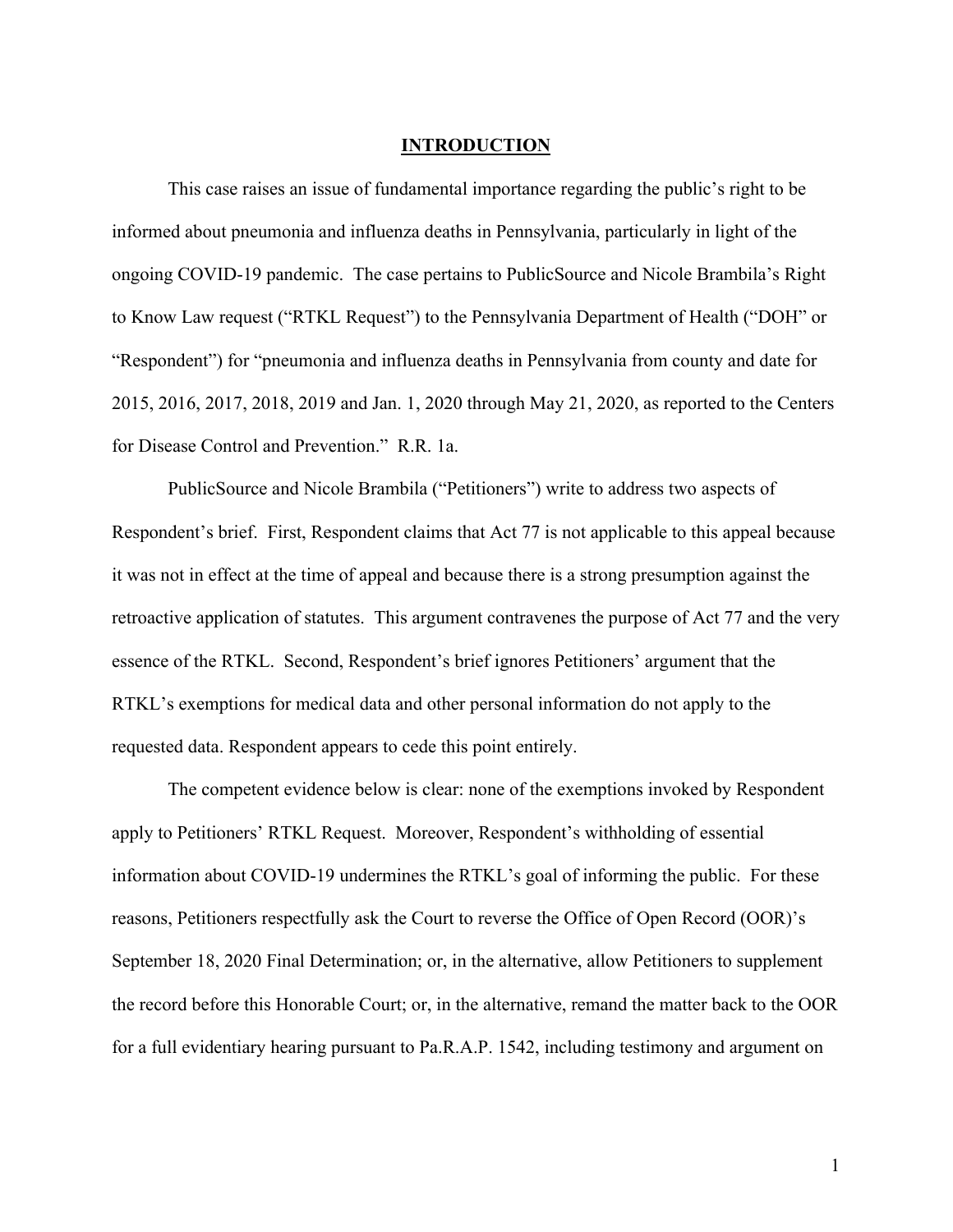## INTRODUCTION

This case raises an issue of fundamental importance regarding the public's right to be informed about pneumonia and influenza deaths in Pennsylvania, particularly in light of the ongoing COVID-19 pandemic. The case pertains to PublicSource and Nicole Brambila's Right to Know Law request ("RTKL Request") to the Pennsylvania Department of Health ("DOH" or "Respondent") for "pneumonia and influenza deaths in Pennsylvania from county and date for 2015, 2016, 2017, 2018, 2019 and Jan. 1, 2020 through May 21, 2020, as reported to the Centers for Disease Control and Prevention." R.R. 1a.

PublicSource and Nicole Brambila ("Petitioners") write to address two aspects of Respondent's brief. First, Respondent claims that Act 77 is not applicable to this appeal because it was not in effect at the time of appeal and because there is a strong presumption against the retroactive application of statutes. This argument contravenes the purpose of Act 77 and the very essence of the RTKL. Second, Respondent's brief ignores Petitioners' argument that the RTKL's exemptions for medical data and other personal information do not apply to the requested data. Respondent appears to cede this point entirely.

The competent evidence below is clear: none of the exemptions invoked by Respondent apply to Petitioners' RTKL Request. Moreover, Respondent's withholding of essential information about COVID-19 undermines the RTKL's goal of informing the public. For these reasons, Petitioners respectfully ask the Court to reverse the Office of Open Record (OOR)'s September 18, 2020 Final Determination; or, in the alternative, allow Petitioners to supplement the record before this Honorable Court; or, in the alternative, remand the matter back to the OOR for a full evidentiary hearing pursuant to Pa.R.A.P. 1542, including testimony and argument on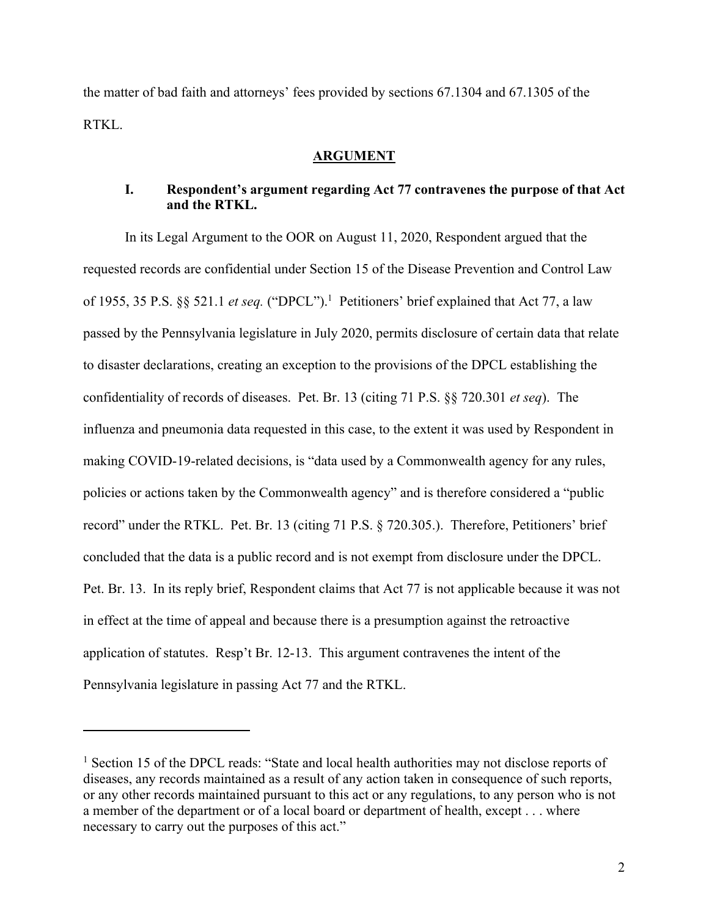the matter of bad faith and attorneys' fees provided by sections 67.1304 and 67.1305 of the RTKL.

## ARGUMENT

### I. Respondent's argument regarding Act 77 contravenes the purpose of that Act and the RTKL.

In its Legal Argument to the OOR on August 11, 2020, Respondent argued that the requested records are confidential under Section 15 of the Disease Prevention and Control Law of 1955, 35 P.S. §§ 521.1 *et seq.* ("DPCL").[1] Petitioners' brief explained that Act 77, a law passed by the Pennsylvania legislature in July 2020, permits disclosure of certain data that relate to disaster declarations, creating an exception to the provisions of the DPCL establishing the confidentiality of records of diseases. Pet. Br. 13 (citing 71 P.S. §§ 720.301 *et seq*). The influenza and pneumonia data requested in this case, to the extent it was used by Respondent in making COVID-19-related decisions, is "data used by a Commonwealth agency for any rules, policies or actions taken by the Commonwealth agency" and is therefore considered a "public record" under the RTKL. Pet. Br. 13 (citing 71 P.S. § 720.305.). Therefore, Petitioners' brief concluded that the data is a public record and is not exempt from disclosure under the DPCL. Pet. Br. 13. In its reply brief, Respondent claims that Act 77 is not applicable because it was not in effect at the time of appeal and because there is a presumption against the retroactive application of statutes. Resp't Br. 12-13. This argument contravenes the intent of the Pennsylvania legislature in passing Act 77 and the RTKL.

---

[1] Section 15 of the DPCL reads: "State and local health authorities may not disclose reports of diseases, any records maintained as a result of any action taken in consequence of such reports, or any other records maintained pursuant to this act or any regulations, to any person who is not a member of the department or of a local board or department of health, except . . . where necessary to carry out the purposes of this act."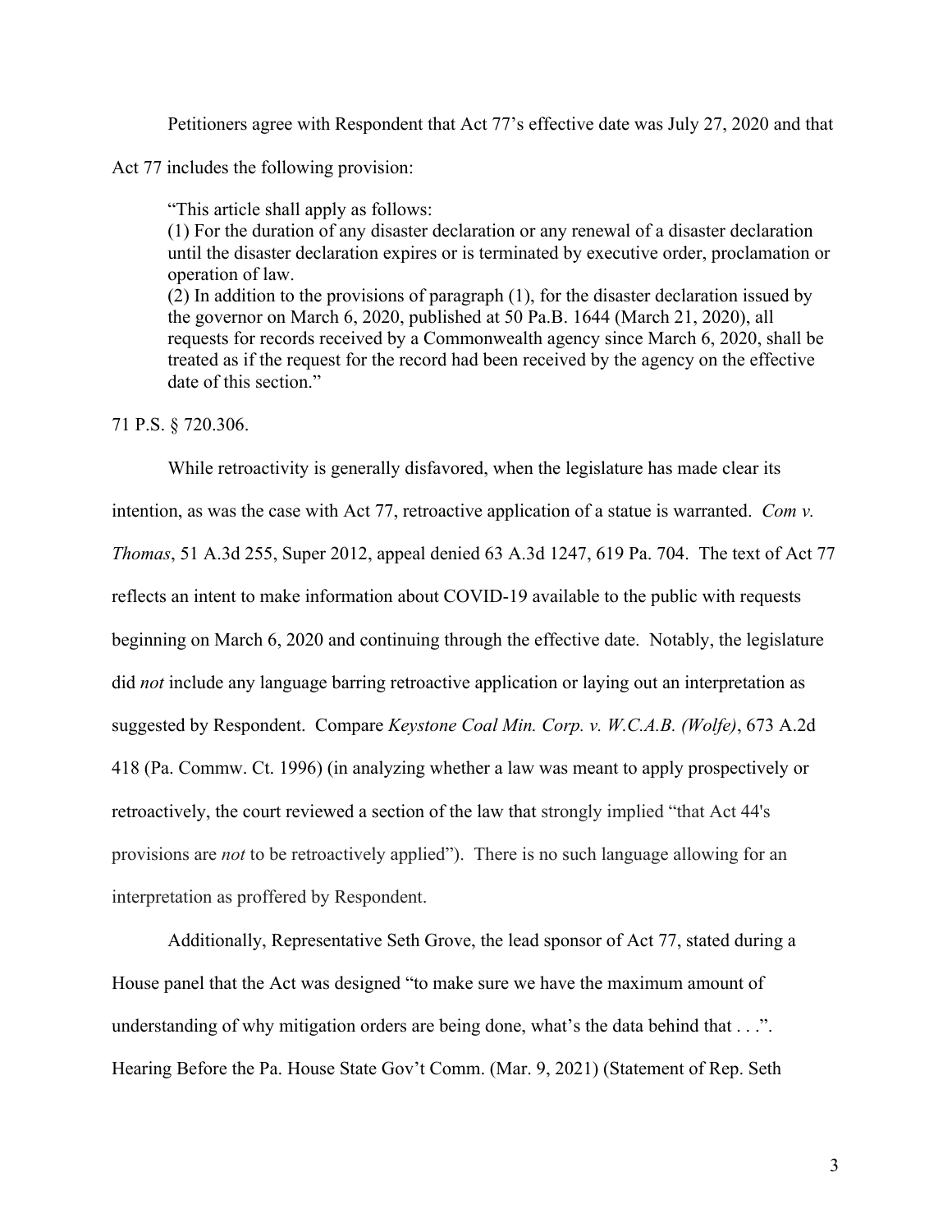Petitioners agree with Respondent that Act 77's effective date was July 27, 2020 and that Act 77 includes the following provision:

> "This article shall apply as follows:
> (1) For the duration of any disaster declaration or any renewal of a disaster declaration until the disaster declaration expires or is terminated by executive order, proclamation or operation of law.
> (2) In addition to the provisions of paragraph (1), for the disaster declaration issued by the governor on March 6, 2020, published at 50 Pa.B. 1644 (March 21, 2020), all requests for records received by a Commonwealth agency since March 6, 2020, shall be treated as if the request for the record had been received by the agency on the effective date of this section."

71 P.S. § 720.306.

While retroactivity is generally disfavored, when the legislature has made clear its intention, as was the case with Act 77, retroactive application of a statue is warranted. *Com v. Thomas*, 51 A.3d 255, Super 2012, appeal denied 63 A.3d 1247, 619 Pa. 704. The text of Act 77 reflects an intent to make information about COVID-19 available to the public with requests beginning on March 6, 2020 and continuing through the effective date. Notably, the legislature did *not* include any language barring retroactive application or laying out an interpretation as suggested by Respondent. Compare *Keystone Coal Min. Corp. v. W.C.A.B. (Wolfe)*, 673 A.2d 418 (Pa. Commw. Ct. 1996) (in analyzing whether a law was meant to apply prospectively or retroactively, the court reviewed a section of the law that strongly implied "that Act 44's provisions are *not* to be retroactively applied"). There is no such language allowing for an interpretation as proffered by Respondent.

Additionally, Representative Seth Grove, the lead sponsor of Act 77, stated during a House panel that the Act was designed "to make sure we have the maximum amount of understanding of why mitigation orders are being done, what's the data behind that . . .". Hearing Before the Pa. House State Gov't Comm. (Mar. 9, 2021) (Statement of Rep. Seth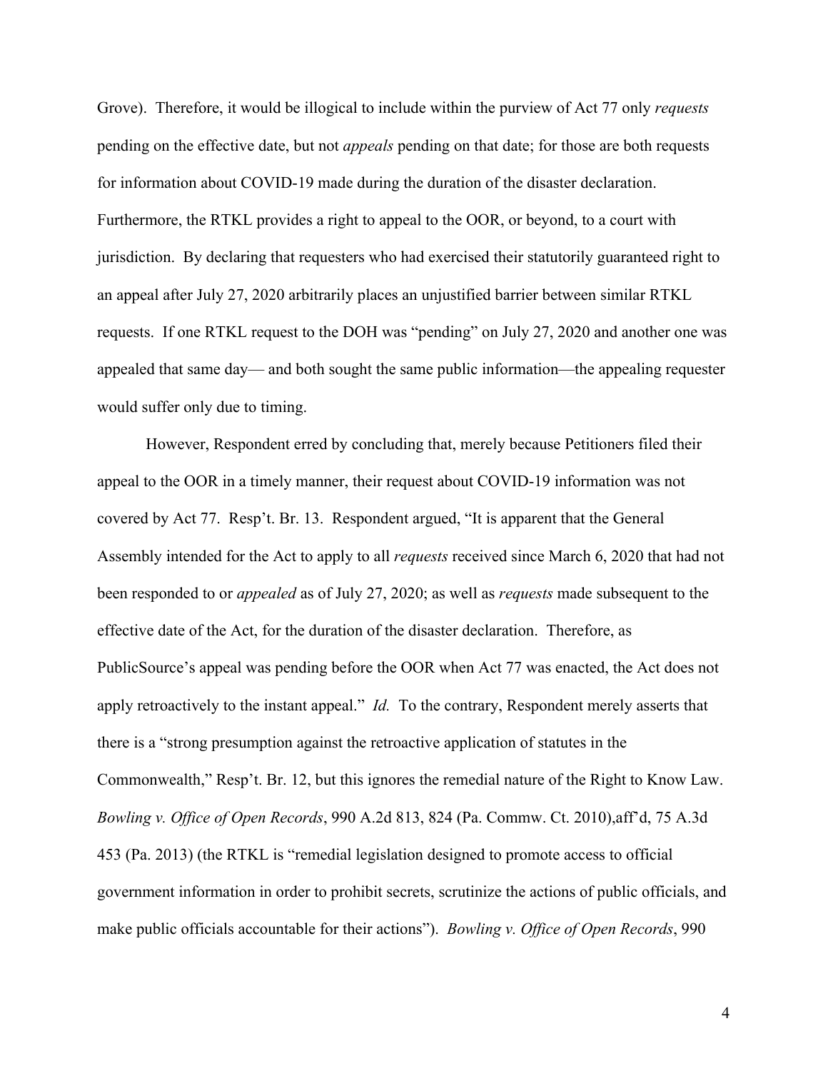Grove). Therefore, it would be illogical to include within the purview of Act 77 only *requests* pending on the effective date, but not *appeals* pending on that date; for those are both requests for information about COVID-19 made during the duration of the disaster declaration. Furthermore, the RTKL provides a right to appeal to the OOR, or beyond, to a court with jurisdiction. By declaring that requesters who had exercised their statutorily guaranteed right to an appeal after July 27, 2020 arbitrarily places an unjustified barrier between similar RTKL requests. If one RTKL request to the DOH was "pending" on July 27, 2020 and another one was appealed that same day— and both sought the same public information—the appealing requester would suffer only due to timing.

However, Respondent erred by concluding that, merely because Petitioners filed their appeal to the OOR in a timely manner, their request about COVID-19 information was not covered by Act 77. Resp't. Br. 13. Respondent argued, "It is apparent that the General Assembly intended for the Act to apply to all *requests* received since March 6, 2020 that had not been responded to or *appealed* as of July 27, 2020; as well as *requests* made subsequent to the effective date of the Act, for the duration of the disaster declaration. Therefore, as PublicSource's appeal was pending before the OOR when Act 77 was enacted, the Act does not apply retroactively to the instant appeal." *Id.* To the contrary, Respondent merely asserts that there is a "strong presumption against the retroactive application of statutes in the Commonwealth," Resp't. Br. 12, but this ignores the remedial nature of the Right to Know Law. *Bowling v. Office of Open Records*, 990 A.2d 813, 824 (Pa. Commw. Ct. 2010),aff'd, 75 A.3d 453 (Pa. 2013) (the RTKL is "remedial legislation designed to promote access to official government information in order to prohibit secrets, scrutinize the actions of public officials, and make public officials accountable for their actions"). *Bowling v. Office of Open Records*, 990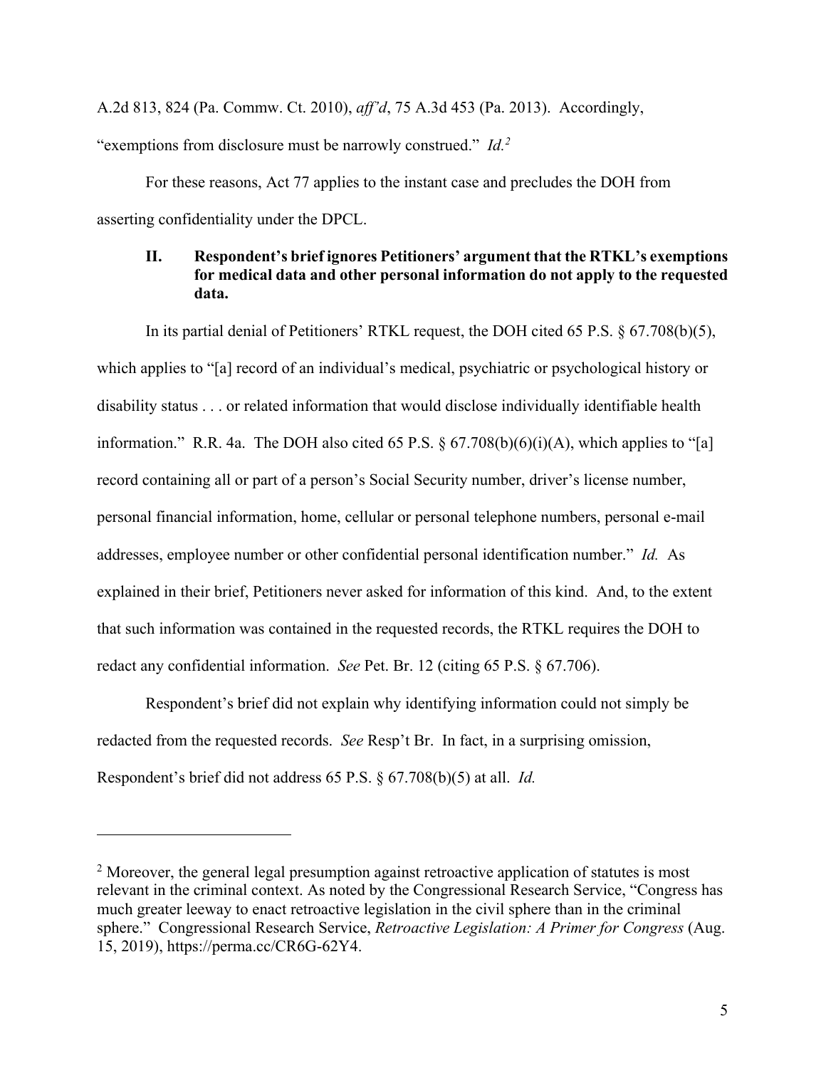A.2d 813, 824 (Pa. Commw. Ct. 2010), *aff'd*, 75 A.3d 453 (Pa. 2013). Accordingly, "exemptions from disclosure must be narrowly construed." *Id.*[2]

For these reasons, Act 77 applies to the instant case and precludes the DOH from asserting confidentiality under the DPCL.

## II. Respondent's brief ignores Petitioners' argument that the RTKL's exemptions for medical data and other personal information do not apply to the requested data.

In its partial denial of Petitioners' RTKL request, the DOH cited 65 P.S. § 67.708(b)(5), which applies to "[a] record of an individual's medical, psychiatric or psychological history or disability status . . . or related information that would disclose individually identifiable health information." R.R. 4a. The DOH also cited 65 P.S. § 67.708(b)(6)(i)(A), which applies to "[a] record containing all or part of a person's Social Security number, driver's license number, personal financial information, home, cellular or personal telephone numbers, personal e-mail addresses, employee number or other confidential personal identification number." *Id.* As explained in their brief, Petitioners never asked for information of this kind. And, to the extent that such information was contained in the requested records, the RTKL requires the DOH to redact any confidential information. *See* Pet. Br. 12 (citing 65 P.S. § 67.706).

Respondent's brief did not explain why identifying information could not simply be redacted from the requested records. *See* Resp't Br. In fact, in a surprising omission, Respondent's brief did not address 65 P.S. § 67.708(b)(5) at all. *Id.*

---

[2] Moreover, the general legal presumption against retroactive application of statutes is most relevant in the criminal context. As noted by the Congressional Research Service, "Congress has much greater leeway to enact retroactive legislation in the civil sphere than in the criminal sphere." Congressional Research Service, *Retroactive Legislation: A Primer for Congress* (Aug. 15, 2019), https://perma.cc/CR6G-62Y4.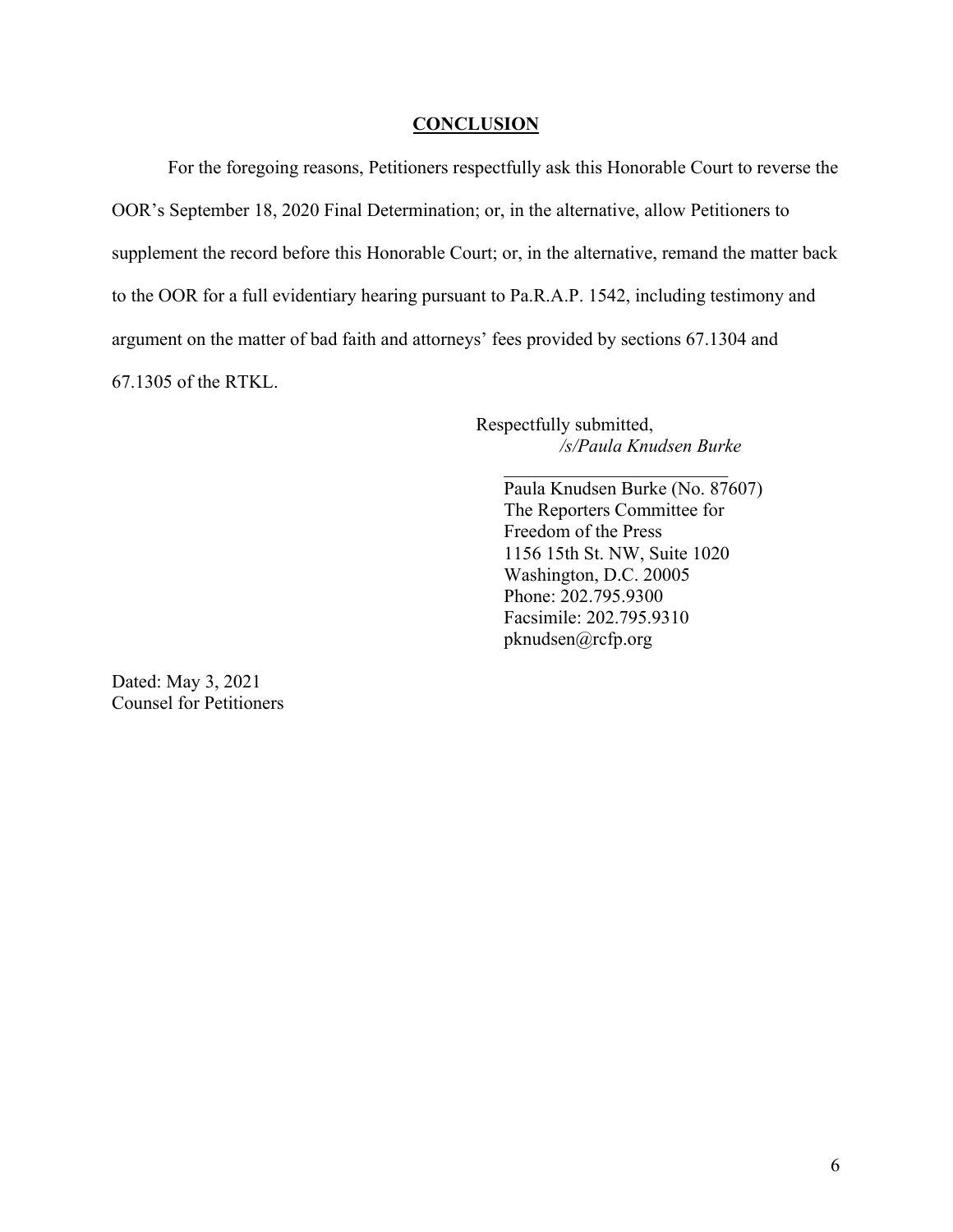## CONCLUSION

For the foregoing reasons, Petitioners respectfully ask this Honorable Court to reverse the OOR's September 18, 2020 Final Determination; or, in the alternative, allow Petitioners to supplement the record before this Honorable Court; or, in the alternative, remand the matter back to the OOR for a full evidentiary hearing pursuant to Pa.R.A.P. 1542, including testimony and argument on the matter of bad faith and attorneys' fees provided by sections 67.1304 and 67.1305 of the RTKL.

Respectfully submitted,
*/s/Paula Knudsen Burke*

\_\_\_\_\_\_\_\_\_\_\_\_\_\_\_\_\_\_\_\_\_\_\_\_\_

Paula Knudsen Burke (No. 87607)
The Reporters Committee for
Freedom of the Press
1156 15th St. NW, Suite 1020
Washington, D.C. 20005
Phone: 202.795.9300
Facsimile: 202.795.9310
pknudsen@rcfp.org

Dated: May 3, 2021
Counsel for Petitioners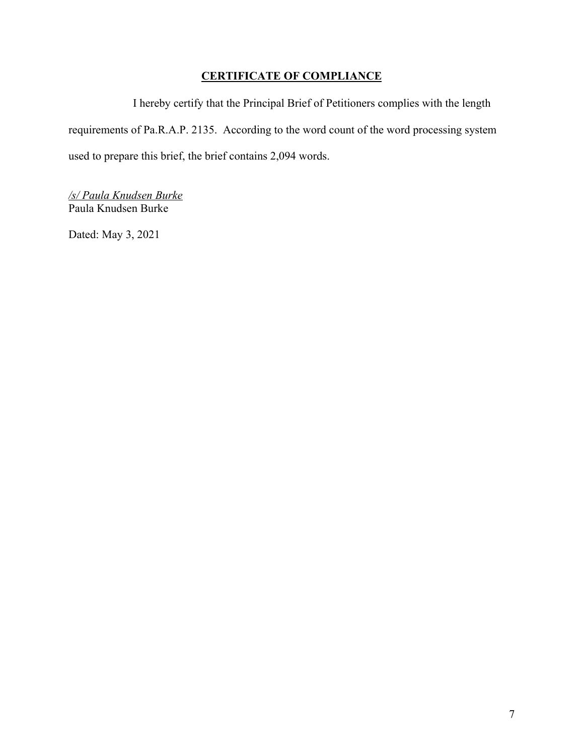# **CERTIFICATE OF COMPLIANCE**

I hereby certify that the Principal Brief of Petitioners complies with the length requirements of Pa.R.A.P. 2135. According to the word count of the word processing system used to prepare this brief, the brief contains 2,094 words.

*/s/ Paula Knudsen Burke*
Paula Knudsen Burke

Dated: May 3, 2021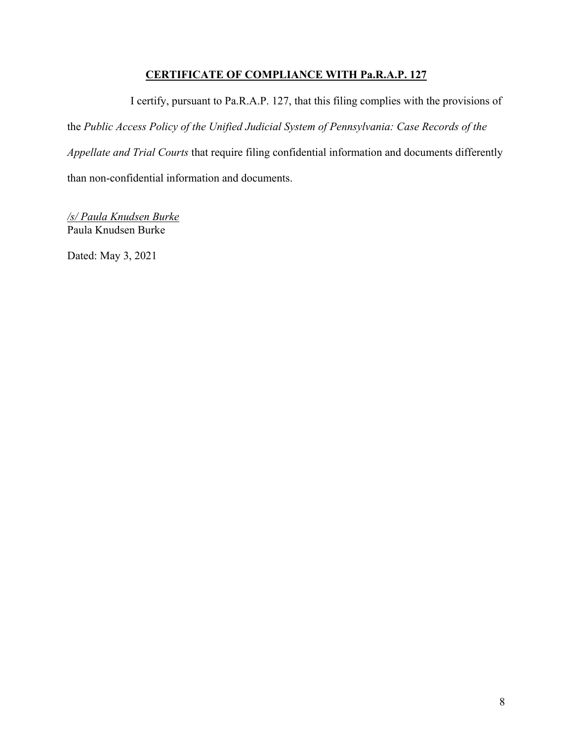## **CERTIFICATE OF COMPLIANCE WITH Pa.R.A.P. 127**

I certify, pursuant to Pa.R.A.P. 127, that this filing complies with the provisions of the *Public Access Policy of the Unified Judicial System of Pennsylvania: Case Records of the Appellate and Trial Courts* that require filing confidential information and documents differently than non-confidential information and documents.

*/s/ Paula Knudsen Burke*
Paula Knudsen Burke

Dated: May 3, 2021